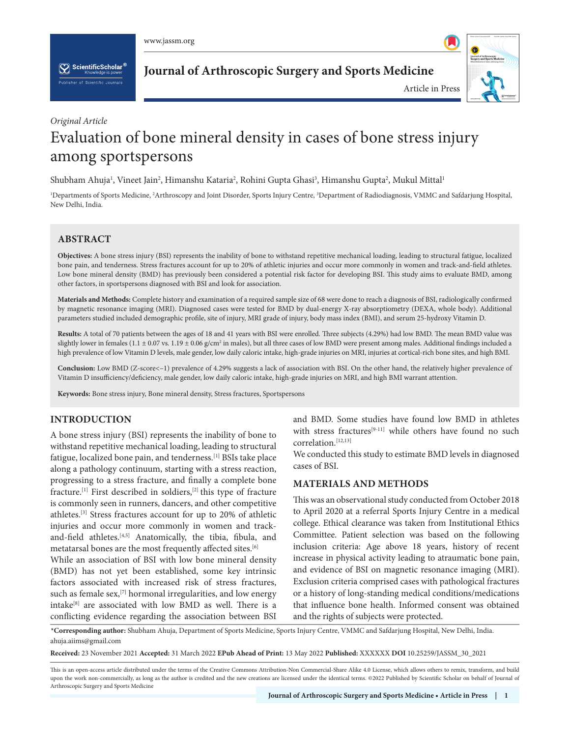*Original Article*

# Evaluation of bone mineral density in cases of bone stress injury among sportspersons

Shubham Ahuja[1], Vineet Jain[2], Himanshu Kataria[2], Rohini Gupta Ghasi[3], Himanshu Gupta[2], Mukul Mittal[1]

[1]Departments of Sports Medicine, [2]Arthroscopy and Joint Disorder, Sports Injury Centre, [3]Department of Radiodiagnosis, VMMC and Safdarjung Hospital, New Delhi, India.

## ABSTRACT

**Objectives:** A bone stress injury (BSI) represents the inability of bone to withstand repetitive mechanical loading, leading to structural fatigue, localized bone pain, and tenderness. Stress fractures account for up to 20% of athletic injuries and occur more commonly in women and track-and-field athletes. Low bone mineral density (BMD) has previously been considered a potential risk factor for developing BSI. This study aims to evaluate BMD, among other factors, in sportspersons diagnosed with BSI and look for association.

**Materials and Methods:** Complete history and examination of a required sample size of 68 were done to reach a diagnosis of BSI, radiologically confirmed by magnetic resonance imaging (MRI). Diagnosed cases were tested for BMD by dual-energy X-ray absorptiometry (DEXA, whole body). Additional parameters studied included demographic profile, site of injury, MRI grade of injury, body mass index (BMI), and serum 25-hydroxy Vitamin D.

**Results:** A total of 70 patients between the ages of 18 and 41 years with BSI were enrolled. Three subjects (4.29%) had low BMD. The mean BMD value was slightly lower in females (1.1 ± 0.07 vs. 1.19 ± 0.06 g/cm$^2$ in males), but all three cases of low BMD were present among males. Additional findings included a high prevalence of low Vitamin D levels, male gender, low daily caloric intake, high-grade injuries on MRI, injuries at cortical-rich bone sites, and high BMI.

**Conclusion:** Low BMD (Z-score<−1) prevalence of 4.29% suggests a lack of association with BSI. On the other hand, the relatively higher prevalence of Vitamin D insufficiency/deficiency, male gender, low daily caloric intake, high-grade injuries on MRI, and high BMI warrant attention.

**Keywords:** Bone stress injury, Bone mineral density, Stress fractures, Sportspersons

## INTRODUCTION

A bone stress injury (BSI) represents the inability of bone to withstand repetitive mechanical loading, leading to structural fatigue, localized bone pain, and tenderness.[1] BSIs take place along a pathology continuum, starting with a stress reaction, progressing to a stress fracture, and finally a complete bone fracture.[1] First described in soldiers,[2] this type of fracture is commonly seen in runners, dancers, and other competitive athletes.[3] Stress fractures account for up to 20% of athletic injuries and occur more commonly in women and track-and-field athletes.[4,5] Anatomically, the tibia, fibula, and metatarsal bones are the most frequently affected sites.[6]

While an association of BSI with low bone mineral density (BMD) has not yet been established, some key intrinsic factors associated with increased risk of stress fractures, such as female sex,[7] hormonal irregularities, and low energy intake[8] are associated with low BMD as well. There is a conflicting evidence regarding the association between BSI and BMD. Some studies have found low BMD in athletes with stress fractures[9-11] while others have found no such correlation.[12,13]

We conducted this study to estimate BMD levels in diagnosed cases of BSI.

## MATERIALS AND METHODS

This was an observational study conducted from October 2018 to April 2020 at a referral Sports Injury Centre in a medical college. Ethical clearance was taken from Institutional Ethics Committee. Patient selection was based on the following inclusion criteria: Age above 18 years, history of recent increase in physical activity leading to atraumatic bone pain, and evidence of BSI on magnetic resonance imaging (MRI). Exclusion criteria comprised cases with pathological fractures or a history of long-standing medical conditions/medications that influence bone health. Informed consent was obtained and the rights of subjects were protected.

*Corresponding author: Shubham Ahuja, Department of Sports Medicine, Sports Injury Centre, VMMC and Safdarjung Hospital, New Delhi, India. ahuja.aiims@gmail.com

**Received:** 23 November 2021 **Accepted:** 31 March 2022 **EPub Ahead of Print:** 13 May 2022 **Published:** XXXXXX **DOI** 10.25259/JASSM_30_2021

This is an open-access article distributed under the terms of the Creative Commons Attribution-Non Commercial-Share Alike 4.0 License, which allows others to remix, transform, and build upon the work non-commercially, as long as the author is credited and the new creations are licensed under the identical terms. ©2022 Published by Scientific Scholar on behalf of Journal of Arthroscopic Surgery and Sports Medicine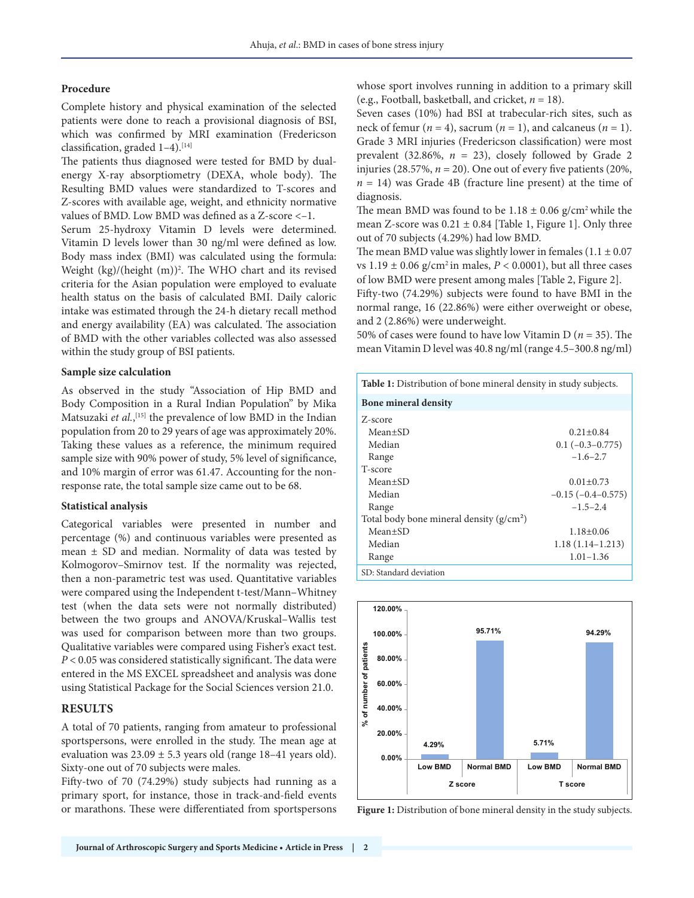### Procedure

Complete history and physical examination of the selected patients were done to reach a provisional diagnosis of BSI, which was confirmed by MRI examination (Fredericson classification, graded 1–4).[14]

The patients thus diagnosed were tested for BMD by dual-energy X-ray absorptiometry (DEXA, whole body). The Resulting BMD values were standardized to T-scores and Z-scores with available age, weight, and ethnicity normative values of BMD. Low BMD was defined as a Z-score <−1.

Serum 25-hydroxy Vitamin D levels were determined. Vitamin D levels lower than 30 ng/ml were defined as low. Body mass index (BMI) was calculated using the formula: Weight (kg)/(height (m))$^2$. The WHO chart and its revised criteria for the Asian population were employed to evaluate health status on the basis of calculated BMI. Daily caloric intake was estimated through the 24-h dietary recall method and energy availability (EA) was calculated. The association of BMD with the other variables collected was also assessed within the study group of BSI patients.

### Sample size calculation

As observed in the study "Association of Hip BMD and Body Composition in a Rural Indian Population" by Mika Matsuzaki *et al.*,[15] the prevalence of low BMD in the Indian population from 20 to 29 years of age was approximately 20%. Taking these values as a reference, the minimum required sample size with 90% power of study, 5% level of significance, and 10% margin of error was 61.47. Accounting for the non-response rate, the total sample size came out to be 68.

### Statistical analysis

Categorical variables were presented in number and percentage (%) and continuous variables were presented as mean ± SD and median. Normality of data was tested by Kolmogorov–Smirnov test. If the normality was rejected, then a non-parametric test was used. Quantitative variables were compared using the Independent t-test/Mann–Whitney test (when the data sets were not normally distributed) between the two groups and ANOVA/Kruskal–Wallis test was used for comparison between more than two groups. Qualitative variables were compared using Fisher's exact test. $P < 0.05$ was considered statistically significant. The data were entered in the MS EXCEL spreadsheet and analysis was done using Statistical Package for the Social Sciences version 21.0.

## RESULTS

A total of 70 patients, ranging from amateur to professional sportspersons, were enrolled in the study. The mean age at evaluation was 23.09 ± 5.3 years old (range 18–41 years old). Sixty-one out of 70 subjects were males.

Fifty-two of 70 (74.29%) study subjects had running as a primary sport, for instance, those in track-and-field events or marathons. These were differentiated from sportspersons whose sport involves running in addition to a primary skill (e.g., Football, basketball, and cricket, $n = 18$).

Seven cases (10%) had BSI at trabecular-rich sites, such as neck of femur ($n = 4$), sacrum ($n = 1$), and calcaneus ($n = 1$). Grade 3 MRI injuries (Fredericson classification) were most prevalent (32.86%, $n = 23$), closely followed by Grade 2 injuries (28.57%, $n = 20$). One out of every five patients (20%, $n = 14$) was Grade 4B (fracture line present) at the time of diagnosis.

The mean BMD was found to be 1.18 ± 0.06 g/cm$^2$ while the mean Z-score was 0.21 ± 0.84 [Table 1, Figure 1]. Only three out of 70 subjects (4.29%) had low BMD.

The mean BMD value was slightly lower in females (1.1 ± 0.07 vs 1.19 ± 0.06 g/cm$^2$ in males, $P < 0.0001$), but all three cases of low BMD were present among males [Table 2, Figure 2].

Fifty-two (74.29%) subjects were found to have BMI in the normal range, 16 (22.86%) were either overweight or obese, and 2 (2.86%) were underweight.

50% of cases were found to have low Vitamin D ($n = 35$). The mean Vitamin D level was 40.8 ng/ml (range 4.5–300.8 ng/ml)

**Table 1:** Distribution of bone mineral density in study subjects.

| Bone mineral density | |
|---|---|
| Z-score | |
| Mean±SD | 0.21±0.84 |
| Median | 0.1 (−0.3–0.775) |
| Range | −1.6–2.7 |
| T-score | |
| Mean±SD | 0.01±0.73 |
| Median | −0.15 (−0.4–0.575) |
| Range | −1.5–2.4 |
| Total body bone mineral density (g/cm$^2$) | |
| Mean±SD | 1.18±0.06 |
| Median | 1.18 (1.14–1.213) |
| Range | 1.01–1.36 |

SD: Standard deviation

**Figure 1:** Distribution of bone mineral density in the study subjects.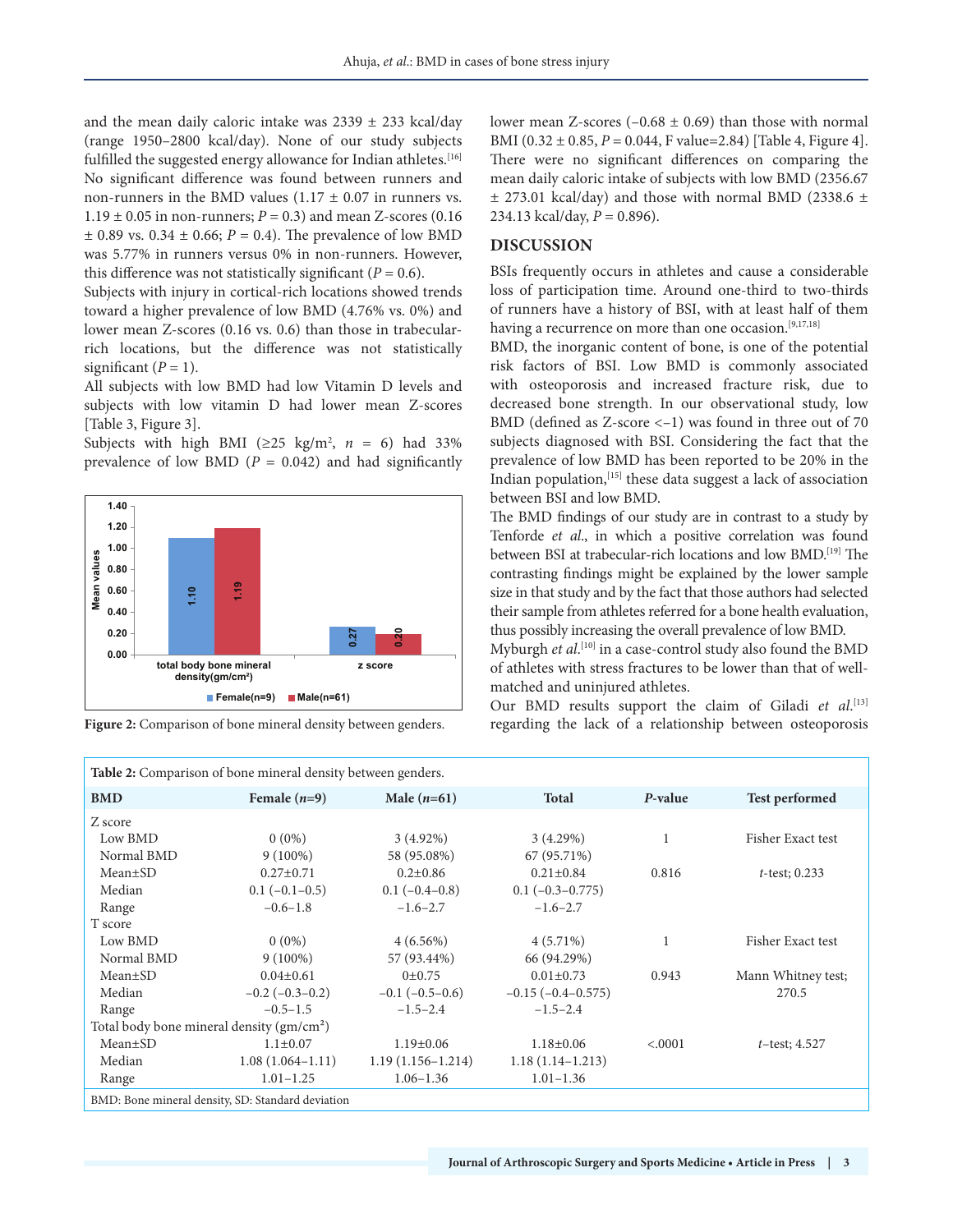and the mean daily caloric intake was 2339 ± 233 kcal/day (range 1950–2800 kcal/day). None of our study subjects fulfilled the suggested energy allowance for Indian athletes.[16] No significant difference was found between runners and non-runners in the BMD values (1.17 ± 0.07 in runners vs. 1.19 ± 0.05 in non-runners; $P$ = 0.3) and mean Z-scores (0.16 ± 0.89 vs. 0.34 ± 0.66; $P$ = 0.4). The prevalence of low BMD was 5.77% in runners versus 0% in non-runners. However, this difference was not statistically significant ($P$ = 0.6).

Subjects with injury in cortical-rich locations showed trends toward a higher prevalence of low BMD (4.76% vs. 0%) and lower mean Z-scores (0.16 vs. 0.6) than those in trabecular-rich locations, but the difference was not statistically significant ($P$ = 1).

All subjects with low BMD had low Vitamin D levels and subjects with low vitamin D had lower mean Z-scores [Table 3, Figure 3].

Subjects with high BMI (≥25 kg/m$^2$, $n$ = 6) had 33% prevalence of low BMD ($P$ = 0.042) and had significantly lower mean Z-scores (−0.68 ± 0.69) than those with normal BMI (0.32 ± 0.85, $P$ = 0.044, F value=2.84) [Table 4, Figure 4]. There were no significant differences on comparing the mean daily caloric intake of subjects with low BMD (2356.67 ± 273.01 kcal/day) and those with normal BMD (2338.6 ± 234.13 kcal/day, $P$ = 0.896).

**Figure 2:** Comparison of bone mineral density between genders.

## DISCUSSION

BSIs frequently occurs in athletes and cause a considerable loss of participation time. Around one-third to two-thirds of runners have a history of BSI, with at least half of them having a recurrence on more than one occasion.[9,17,18]

BMD, the inorganic content of bone, is one of the potential risk factors of BSI. Low BMD is commonly associated with osteoporosis and increased fracture risk, due to decreased bone strength. In our observational study, low BMD (defined as Z-score <−1) was found in three out of 70 subjects diagnosed with BSI. Considering the fact that the prevalence of low BMD has been reported to be 20% in the Indian population,[15] these data suggest a lack of association between BSI and low BMD.

The BMD findings of our study are in contrast to a study by Tenforde *et al*., in which a positive correlation was found between BSI at trabecular-rich locations and low BMD.[19] The contrasting findings might be explained by the lower sample size in that study and by the fact that those authors had selected their sample from athletes referred for a bone health evaluation, thus possibly increasing the overall prevalence of low BMD.

Myburgh *et al*.[10] in a case-control study also found the BMD of athletes with stress fractures to be lower than that of well-matched and uninjured athletes.

Our BMD results support the claim of Giladi *et al*.[13] regarding the lack of a relationship between osteoporosis

**Table 2:** Comparison of bone mineral density between genders.

| BMD | Female ($n$=9) | Male ($n$=61) | Total | $P$-value | Test performed |
|---|---|---|---|---|---|
| Z score | | | | | |
| Low BMD | 0 (0%) | 3 (4.92%) | 3 (4.29%) | 1 | Fisher Exact test |
| Normal BMD | 9 (100%) | 58 (95.08%) | 67 (95.71%) | | |
| Mean±SD | 0.27±0.71 | 0.2±0.86 | 0.21±0.84 | 0.816 | $t$-test; 0.233 |
| Median | 0.1 (−0.1–0.5) | 0.1 (−0.4–0.8) | 0.1 (−0.3–0.775) | | |
| Range | −0.6–1.8 | −1.6–2.7 | −1.6–2.7 | | |
| T score | | | | | |
| Low BMD | 0 (0%) | 4 (6.56%) | 4 (5.71%) | 1 | Fisher Exact test |
| Normal BMD | 9 (100%) | 57 (93.44%) | 66 (94.29%) | | |
| Mean±SD | 0.04±0.61 | 0±0.75 | 0.01±0.73 | 0.943 | Mann Whitney test; 270.5 |
| Median | −0.2 (−0.3–0.2) | −0.1 (−0.5–0.6) | −0.15 (−0.4–0.575) | | |
| Range | −0.5–1.5 | −1.5–2.4 | −1.5–2.4 | | |
| Total body bone mineral density (gm/cm$^2$) | | | | | |
| Mean±SD | 1.1±0.07 | 1.19±0.06 | 1.18±0.06 | <.0001 | $t$–test; 4.527 |
| Median | 1.08 (1.064–1.11) | 1.19 (1.156–1.214) | 1.18 (1.14–1.213) | | |
| Range | 1.01–1.25 | 1.06–1.36 | 1.01–1.36 | | |

BMD: Bone mineral density, SD: Standard deviation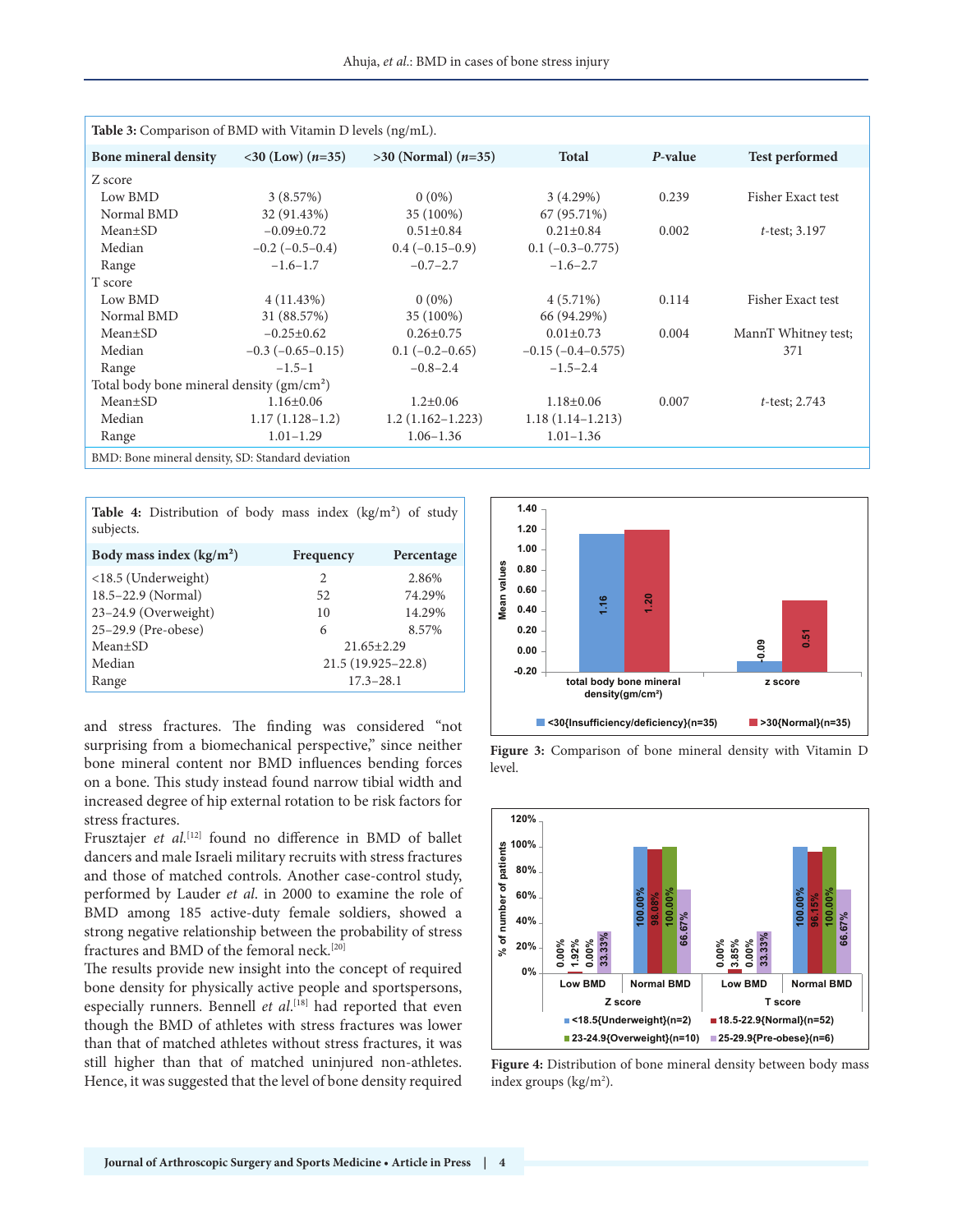**Table 3:** Comparison of BMD with Vitamin D levels (ng/mL).

| Bone mineral density | <30 (Low) (*n*=35) | >30 (Normal) (*n*=35) | Total | *P*-value | Test performed |
|---|---|---|---|---|---|
| Z score | | | | | |
| Low BMD | 3 (8.57%) | 0 (0%) | 3 (4.29%) | 0.239 | Fisher Exact test |
| Normal BMD | 32 (91.43%) | 35 (100%) | 67 (95.71%) | | |
| Mean±SD | −0.09±0.72 | 0.51±0.84 | 0.21±0.84 | 0.002 | *t*-test; 3.197 |
| Median | −0.2 (−0.5–0.4) | 0.4 (−0.15–0.9) | 0.1 (−0.3–0.775) | | |
| Range | −1.6–1.7 | −0.7–2.7 | −1.6–2.7 | | |
| T score | | | | | |
| Low BMD | 4 (11.43%) | 0 (0%) | 4 (5.71%) | 0.114 | Fisher Exact test |
| Normal BMD | 31 (88.57%) | 35 (100%) | 66 (94.29%) | | |
| Mean±SD | −0.25±0.62 | 0.26±0.75 | 0.01±0.73 | 0.004 | MannT Whitney test; 371 |
| Median | −0.3 (−0.65–0.15) | 0.1 (−0.2–0.65) | −0.15 (−0.4–0.575) | | |
| Range | −1.5–1 | −0.8–2.4 | −1.5–2.4 | | |
| Total body bone mineral density (gm/cm²) | | | | | |
| Mean±SD | 1.16±0.06 | 1.2±0.06 | 1.18±0.06 | 0.007 | *t*-test; 2.743 |
| Median | 1.17 (1.128–1.2) | 1.2 (1.162–1.223) | 1.18 (1.14–1.213) | | |
| Range | 1.01–1.29 | 1.06–1.36 | 1.01–1.36 | | |

BMD: Bone mineral density, SD: Standard deviation

**Table 4:** Distribution of body mass index (kg/m²) of study subjects.

| Body mass index (kg/m²) | Frequency | Percentage |
|---|---|---|
| <18.5 (Underweight) | 2 | 2.86% |
| 18.5–22.9 (Normal) | 52 | 74.29% |
| 23–24.9 (Overweight) | 10 | 14.29% |
| 25–29.9 (Pre-obese) | 6 | 8.57% |
| Mean±SD | 21.65±2.29 | |
| Median | 21.5 (19.925–22.8) | |
| Range | 17.3–28.1 | |

and stress fractures. The finding was considered "not surprising from a biomechanical perspective," since neither bone mineral content nor BMD influences bending forces on a bone. This study instead found narrow tibial width and increased degree of hip external rotation to be risk factors for stress fractures.

Frusztajer *et al.*[12] found no difference in BMD of ballet dancers and male Israeli military recruits with stress fractures and those of matched controls. Another case-control study, performed by Lauder *et al.* in 2000 to examine the role of BMD among 185 active-duty female soldiers, showed a strong negative relationship between the probability of stress fractures and BMD of the femoral neck.[20]

The results provide new insight into the concept of required bone density for physically active people and sportspersons, especially runners. Bennell *et al.*[18] had reported that even though the BMD of athletes with stress fractures was lower than that of matched athletes without stress fractures, it was still higher than that of matched uninjured non-athletes. Hence, it was suggested that the level of bone density required

**Figure 3:** Comparison of bone mineral density with Vitamin D level.

**Figure 4:** Distribution of bone mineral density between body mass index groups (kg/m²).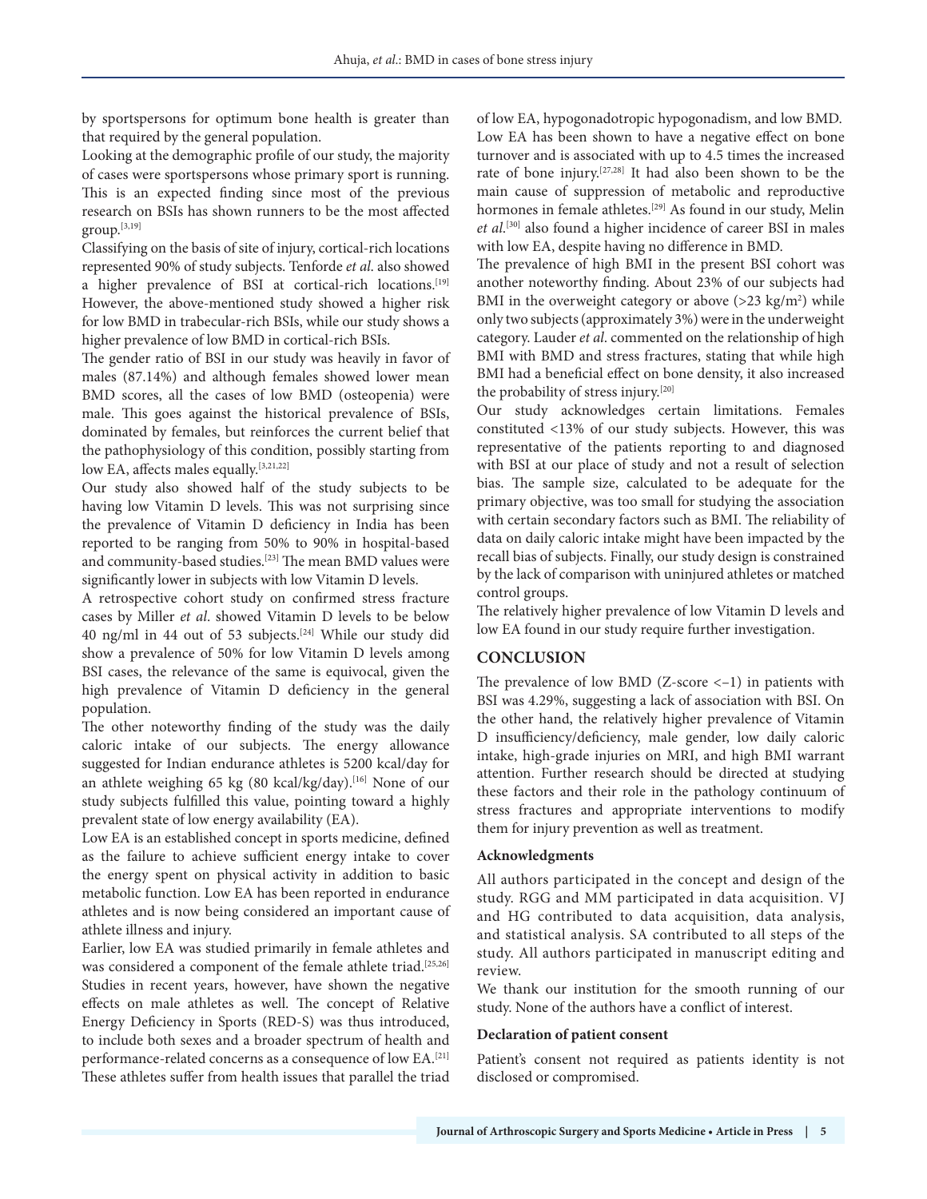by sportspersons for optimum bone health is greater than that required by the general population.

Looking at the demographic profile of our study, the majority of cases were sportspersons whose primary sport is running. This is an expected finding since most of the previous research on BSIs has shown runners to be the most affected group.[3,19]

Classifying on the basis of site of injury, cortical-rich locations represented 90% of study subjects. Tenforde *et al*. also showed a higher prevalence of BSI at cortical-rich locations.[19] However, the above-mentioned study showed a higher risk for low BMD in trabecular-rich BSIs, while our study shows a higher prevalence of low BMD in cortical-rich BSIs.

The gender ratio of BSI in our study was heavily in favor of males (87.14%) and although females showed lower mean BMD scores, all the cases of low BMD (osteopenia) were male. This goes against the historical prevalence of BSIs, dominated by females, but reinforces the current belief that the pathophysiology of this condition, possibly starting from low EA, affects males equally.[3,21,22]

Our study also showed half of the study subjects to be having low Vitamin D levels. This was not surprising since the prevalence of Vitamin D deficiency in India has been reported to be ranging from 50% to 90% in hospital-based and community-based studies.[23] The mean BMD values were significantly lower in subjects with low Vitamin D levels.

A retrospective cohort study on confirmed stress fracture cases by Miller *et al*. showed Vitamin D levels to be below 40 ng/ml in 44 out of 53 subjects.[24] While our study did show a prevalence of 50% for low Vitamin D levels among BSI cases, the relevance of the same is equivocal, given the high prevalence of Vitamin D deficiency in the general population.

The other noteworthy finding of the study was the daily caloric intake of our subjects. The energy allowance suggested for Indian endurance athletes is 5200 kcal/day for an athlete weighing 65 kg (80 kcal/kg/day).[16] None of our study subjects fulfilled this value, pointing toward a highly prevalent state of low energy availability (EA).

Low EA is an established concept in sports medicine, defined as the failure to achieve sufficient energy intake to cover the energy spent on physical activity in addition to basic metabolic function. Low EA has been reported in endurance athletes and is now being considered an important cause of athlete illness and injury.

Earlier, low EA was studied primarily in female athletes and was considered a component of the female athlete triad.[25,26] Studies in recent years, however, have shown the negative effects on male athletes as well. The concept of Relative Energy Deficiency in Sports (RED-S) was thus introduced, to include both sexes and a broader spectrum of health and performance-related concerns as a consequence of low EA.[21] These athletes suffer from health issues that parallel the triad of low EA, hypogonadotropic hypogonadism, and low BMD. Low EA has been shown to have a negative effect on bone turnover and is associated with up to 4.5 times the increased rate of bone injury.[27,28] It had also been shown to be the main cause of suppression of metabolic and reproductive hormones in female athletes.[29] As found in our study, Melin *et al*.[30] also found a higher incidence of career BSI in males with low EA, despite having no difference in BMD.

The prevalence of high BMI in the present BSI cohort was another noteworthy finding. About 23% of our subjects had BMI in the overweight category or above (>23 kg/m$^2$) while only two subjects (approximately 3%) were in the underweight category. Lauder *et al*. commented on the relationship of high BMI with BMD and stress fractures, stating that while high BMI had a beneficial effect on bone density, it also increased the probability of stress injury.[20]

Our study acknowledges certain limitations. Females constituted <13% of our study subjects. However, this was representative of the patients reporting to and diagnosed with BSI at our place of study and not a result of selection bias. The sample size, calculated to be adequate for the primary objective, was too small for studying the association with certain secondary factors such as BMI. The reliability of data on daily caloric intake might have been impacted by the recall bias of subjects. Finally, our study design is constrained by the lack of comparison with uninjured athletes or matched control groups.

The relatively higher prevalence of low Vitamin D levels and low EA found in our study require further investigation.

## CONCLUSION

The prevalence of low BMD (Z-score <−1) in patients with BSI was 4.29%, suggesting a lack of association with BSI. On the other hand, the relatively higher prevalence of Vitamin D insufficiency/deficiency, male gender, low daily caloric intake, high-grade injuries on MRI, and high BMI warrant attention. Further research should be directed at studying these factors and their role in the pathology continuum of stress fractures and appropriate interventions to modify them for injury prevention as well as treatment.

### Acknowledgments

All authors participated in the concept and design of the study. RGG and MM participated in data acquisition. VJ and HG contributed to data acquisition, data analysis, and statistical analysis. SA contributed to all steps of the study. All authors participated in manuscript editing and review.

We thank our institution for the smooth running of our study. None of the authors have a conflict of interest.

### Declaration of patient consent

Patient's consent not required as patients identity is not disclosed or compromised.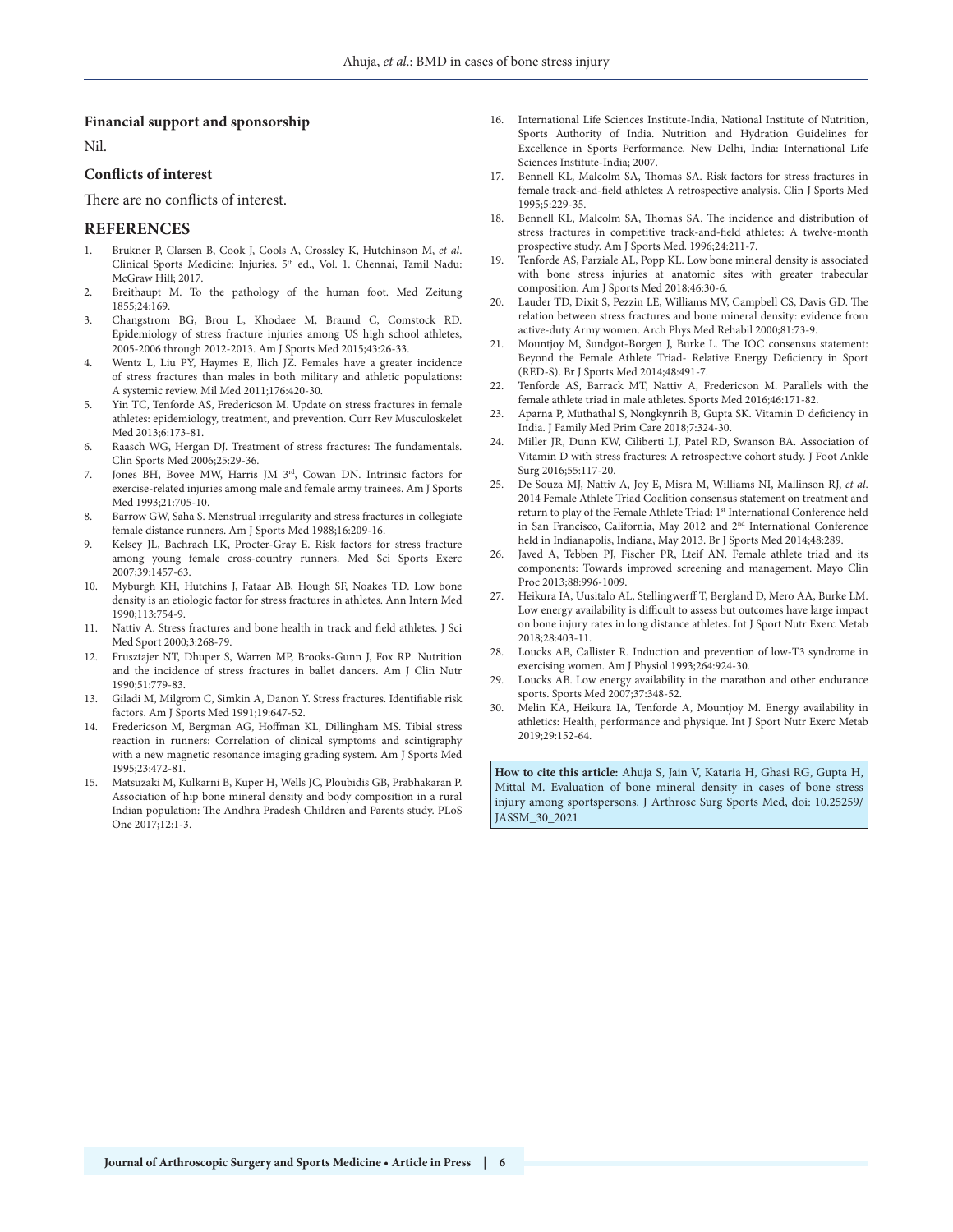### Financial support and sponsorship

Nil.

### Conflicts of interest

There are no conflicts of interest.

## REFERENCES

1. Brukner P, Clarsen B, Cook J, Cools A, Crossley K, Hutchinson M, *et al*. Clinical Sports Medicine: Injuries. 5th ed., Vol. 1. Chennai, Tamil Nadu: McGraw Hill; 2017.
2. Breithaupt M. To the pathology of the human foot. Med Zeitung 1855;24:169.
3. Changstrom BG, Brou L, Khodaee M, Braund C, Comstock RD. Epidemiology of stress fracture injuries among US high school athletes, 2005-2006 through 2012-2013. Am J Sports Med 2015;43:26-33.
4. Wentz L, Liu PY, Haymes E, Ilich JZ. Females have a greater incidence of stress fractures than males in both military and athletic populations: A systemic review. Mil Med 2011;176:420-30.
5. Yin TC, Tenforde AS, Fredericson M. Update on stress fractures in female athletes: epidemiology, treatment, and prevention. Curr Rev Musculoskelet Med 2013;6:173-81.
6. Raasch WG, Hergan DJ. Treatment of stress fractures: The fundamentals. Clin Sports Med 2006;25:29-36.
7. Jones BH, Bovee MW, Harris JM 3rd, Cowan DN. Intrinsic factors for exercise-related injuries among male and female army trainees. Am J Sports Med 1993;21:705-10.
8. Barrow GW, Saha S. Menstrual irregularity and stress fractures in collegiate female distance runners. Am J Sports Med 1988;16:209-16.
9. Kelsey JL, Bachrach LK, Procter-Gray E. Risk factors for stress fracture among young female cross-country runners. Med Sci Sports Exerc 2007;39:1457-63.
10. Myburgh KH, Hutchins J, Fataar AB, Hough SF, Noakes TD. Low bone density is an etiologic factor for stress fractures in athletes. Ann Intern Med 1990;113:754-9.
11. Nattiv A. Stress fractures and bone health in track and field athletes. J Sci Med Sport 2000;3:268-79.
12. Frusztajer NT, Dhuper S, Warren MP, Brooks-Gunn J, Fox RP. Nutrition and the incidence of stress fractures in ballet dancers. Am J Clin Nutr 1990;51:779-83.
13. Giladi M, Milgrom C, Simkin A, Danon Y. Stress fractures. Identifiable risk factors. Am J Sports Med 1991;19:647-52.
14. Fredericson M, Bergman AG, Hoffman KL, Dillingham MS. Tibial stress reaction in runners: Correlation of clinical symptoms and scintigraphy with a new magnetic resonance imaging grading system. Am J Sports Med 1995;23:472-81.
15. Matsuzaki M, Kulkarni B, Kuper H, Wells JC, Ploubidis GB, Prabhakaran P. Association of hip bone mineral density and body composition in a rural Indian population: The Andhra Pradesh Children and Parents study. PLoS One 2017;12:1-3.
16. International Life Sciences Institute-India, National Institute of Nutrition, Sports Authority of India. Nutrition and Hydration Guidelines for Excellence in Sports Performance. New Delhi, India: International Life Sciences Institute-India; 2007.
17. Bennell KL, Malcolm SA, Thomas SA. Risk factors for stress fractures in female track-and-field athletes: A retrospective analysis. Clin J Sports Med 1995;5:229-35.
18. Bennell KL, Malcolm SA, Thomas SA. The incidence and distribution of stress fractures in competitive track-and-field athletes: A twelve-month prospective study. Am J Sports Med. 1996;24:211-7.
19. Tenforde AS, Parziale AL, Popp KL. Low bone mineral density is associated with bone stress injuries at anatomic sites with greater trabecular composition. Am J Sports Med 2018;46:30-6.
20. Lauder TD, Dixit S, Pezzin LE, Williams MV, Campbell CS, Davis GD. The relation between stress fractures and bone mineral density: evidence from active-duty Army women. Arch Phys Med Rehabil 2000;81:73-9.
21. Mountjoy M, Sundgot-Borgen J, Burke L. The IOC consensus statement: Beyond the Female Athlete Triad- Relative Energy Deficiency in Sport (RED-S). Br J Sports Med 2014;48:491-7.
22. Tenforde AS, Barrack MT, Nattiv A, Fredericson M. Parallels with the female athlete triad in male athletes. Sports Med 2016;46:171-82.
23. Aparna P, Muthathal S, Nongkynrih B, Gupta SK. Vitamin D deficiency in India. J Family Med Prim Care 2018;7:324-30.
24. Miller JR, Dunn KW, Ciliberti LJ, Patel RD, Swanson BA. Association of Vitamin D with stress fractures: A retrospective cohort study. J Foot Ankle Surg 2016;55:117-20.
25. De Souza MJ, Nattiv A, Joy E, Misra M, Williams NI, Mallinson RJ, *et al*. 2014 Female Athlete Triad Coalition consensus statement on treatment and return to play of the Female Athlete Triad: 1st International Conference held in San Francisco, California, May 2012 and 2nd International Conference held in Indianapolis, Indiana, May 2013. Br J Sports Med 2014;48:289.
26. Javed A, Tebben PJ, Fischer PR, Lteif AN. Female athlete triad and its components: Towards improved screening and management. Mayo Clin Proc 2013;88:996-1009.
27. Heikura IA, Uusitalo AL, Stellingwerff T, Bergland D, Mero AA, Burke LM. Low energy availability is difficult to assess but outcomes have large impact on bone injury rates in long distance athletes. Int J Sport Nutr Exerc Metab 2018;28:403-11.
28. Loucks AB, Callister R. Induction and prevention of low-T3 syndrome in exercising women. Am J Physiol 1993;264:924-30.
29. Loucks AB. Low energy availability in the marathon and other endurance sports. Sports Med 2007;37:348-52.
30. Melin KA, Heikura IA, Tenforde A, Mountjoy M. Energy availability in athletics: Health, performance and physique. Int J Sport Nutr Exerc Metab 2019;29:152-64.

**How to cite this article:** Ahuja S, Jain V, Kataria H, Ghasi RG, Gupta H, Mittal M. Evaluation of bone mineral density in cases of bone stress injury among sportspersons. J Arthrosc Surg Sports Med, doi: 10.25259/JASSM_30_2021